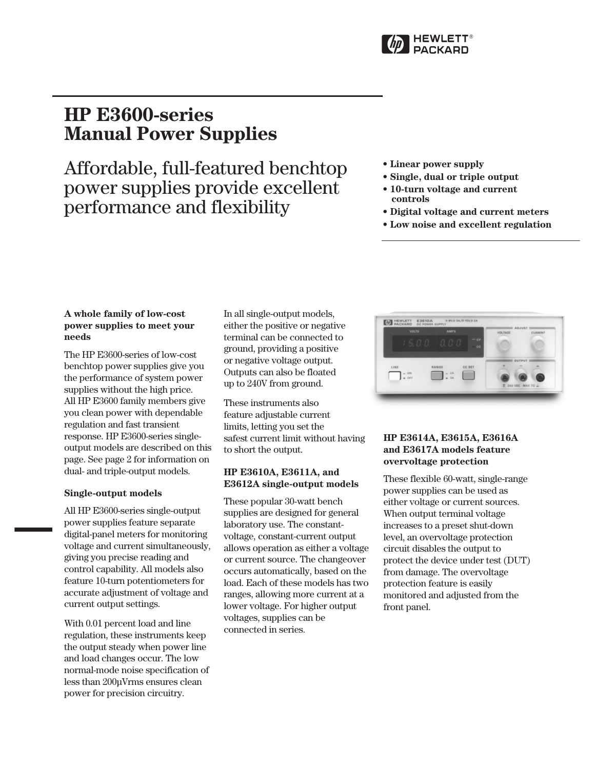# HP E3600-series Manual Power Supplies

## Affordable, full-featured benchtop power supplies provide excellent performance and flexibility

- **Linear power supply**
- **Single, dual or triple output**
- **10-turn voltage and current controls**
- **Digital voltage and current meters**
- **Low noise and excellent regulation**

### A whole family of low-cost power supplies to meet your needs

The HP E3600-series of low-cost benchtop power supplies give you the performance of system power supplies without the high price. All HP E3600 family members give you clean power with dependable regulation and fast transient response. HP E3600-series single-output models are described on this page. See page 2 for information on dual- and triple-output models.

### Single-output models

All HP E3600-series single-output power supplies feature separate digital-panel meters for monitoring voltage and current simultaneously, giving you precise reading and control capability. All models also feature 10-turn potentiometers for accurate adjustment of voltage and current output settings.

With 0.01 percent load and line regulation, these instruments keep the output steady when power line and load changes occur. The low normal-mode noise specification of less than 200µVrms ensures clean power for precision circuitry.

In all single-output models, either the positive or negative terminal can be connected to ground, providing a positive or negative voltage output. Outputs can also be floated up to 240V from ground.

These instruments also feature adjustable current limits, letting you set the safest current limit without having to short the output.

### HP E3610A, E3611A, and E3612A single-output models

These popular 30-watt bench supplies are designed for general laboratory use. The constant-voltage, constant-current output allows operation as either a voltage or current source. The changeover occurs automatically, based on the load. Each of these models has two ranges, allowing more current at a lower voltage. For higher output voltages, supplies can be connected in series.

### HP E3614A, E3615A, E3616A and E3617A models feature overvoltage protection

These flexible 60-watt, single-range power supplies can be used as either voltage or current sources. When output terminal voltage increases to a preset shut-down level, an overvoltage protection circuit disables the output to protect the device under test (DUT) from damage. The overvoltage protection feature is easily monitored and adjusted from the front panel.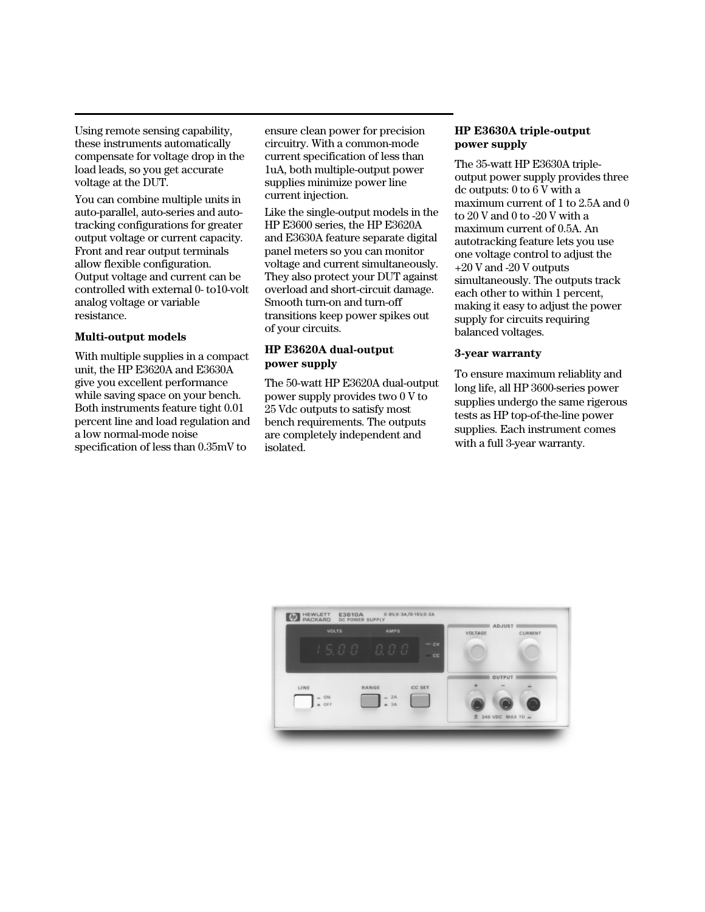Using remote sensing capability, these instruments automatically compensate for voltage drop in the load leads, so you get accurate voltage at the DUT.

You can combine multiple units in auto-parallel, auto-series and auto-tracking configurations for greater output voltage or current capacity. Front and rear output terminals allow flexible configuration. Output voltage and current can be controlled with external 0- to10-volt analog voltage or variable resistance.

### Multi-output models

With multiple supplies in a compact unit, the HP E3620A and E3630A give you excellent performance while saving space on your bench. Both instruments feature tight 0.01 percent line and load regulation and a low normal-mode noise specification of less than 0.35mV to ensure clean power for precision circuitry. With a common-mode current specification of less than 1uA, both multiple-output power supplies minimize power line current injection.

Like the single-output models in the HP E3600 series, the HP E3620A and E3630A feature separate digital panel meters so you can monitor voltage and current simultaneously. They also protect your DUT against overload and short-circuit damage. Smooth turn-on and turn-off transitions keep power spikes out of your circuits.

### HP E3620A dual-output power supply

The 50-watt HP E3620A dual-output power supply provides two 0 V to 25 Vdc outputs to satisfy most bench requirements. The outputs are completely independent and isolated.

### HP E3630A triple-output power supply

The 35-watt HP E3630A triple-output power supply provides three dc outputs: 0 to 6 V with a maximum current of 1 to 2.5A and 0 to 20 V and 0 to -20 V with a maximum current of 0.5A. An autotracking feature lets you use one voltage control to adjust the +20 V and -20 V outputs simultaneously. The outputs track each other to within 1 percent, making it easy to adjust the power supply for circuits requiring balanced voltages.

### 3-year warranty

To ensure maximum reliablity and long life, all HP 3600-series power supplies undergo the same rigerous tests as HP top-of-the-line power supplies. Each instrument comes with a full 3-year warranty.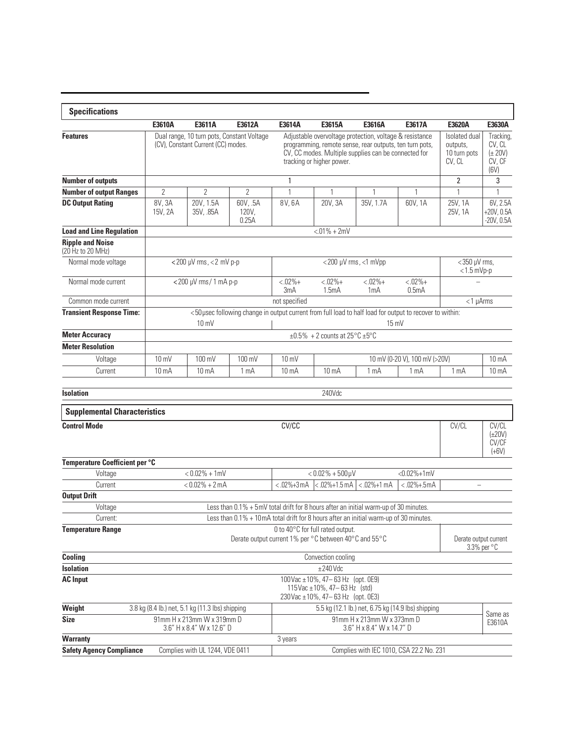## Specifications

| | E3610A | E3611A | E3612A | E3614A | E3615A | E3616A | E3617A | E3620A | E3630A |
|---|---|---|---|---|---|---|---|---|---|
| **Features** | Dual range, 10 turn pots, Constant Voltage (CV), Constant Current (CC) modes. | | | Adjustable overvoltage protection, voltage & resistance programming, remote sense, rear outputs, ten turn pots, CV, CC modes. Multiple supplies can be connected for tracking or higher power. | | | | Isolated dual outputs, 10 turn pots CV, CL | Tracking, CV, CL (± 20V) CV, CF (6V) |
| **Number of outputs** | 1 | | | | | | | 2 | 3 |
| **Number of output Ranges** | 2 | 2 | 2 | 1 | 1 | 1 | 1 | 1 | 1 |
| **DC Output Rating** | 8V, 3A 15V, 2A | 20V, 1.5A 35V, .85A | 60V, .5A 120V, 0.25A | 8V, 6A | 20V, 3A | 35V, 1.7A | 60V, 1A | 25V, 1A 25V, 1A | 6V, 2.5A +20V, 0.5A -20V, 0.5A |
| **Load and Line Regulation** | <.01% + 2mV | | | | | | | | |
| **Ripple and Noise** (20 Hz to 20 MHz) | | | | | | | | | |
| Normal mode voltage | <200 µV rms, <2 mV p-p | | | <200 µV rms, <1 mVpp | | | | <350 µV rms, <1.5 mVp-p | |
| Normal mode current | <200 µV rms/ 1 mA p-p | | | <.02%+ 3mA | <.02%+ 1.5mA | <.02%+ 1mA | <.02%+ 0.5mA | – | |
| Common mode current | not specified | | | | | | | <1 µArms | |
| **Transient Response Time:** | <50 µsec following change in output current from full load to half load for output to recover to within: | | | | | | | | |
| | 10 mV | | | 15 mV | | | | | |
| **Meter Accuracy** | ±0.5% + 2 counts at 25°C ±5°C | | | | | | | | |
| **Meter Resolution** | | | | | | | | | |
| Voltage | 10 mV | 100 mV | 100 mV | 10 mV | 10 mV (0-20 V), 100 mV (>20V) | | | | 10 mA |
| Current | 10 mA | 10 mA | 1 mA | 10 mA | 10 mA | 1 mA | 1 mA | 1 mA | 10 mA |
| **Isolation** | 240Vdc | | | | | | | | |

## Supplemental Characteristics

| | E3610A | E3611A | E3612A | E3614A | E3615A | E3616A | E3617A | E3620A | E3630A |
|---|---|---|---|---|---|---|---|---|---|
| **Control Mode** | CV/CC | | | | | | | CV/CL | CV/CL (±20V) CV/CF (+6V) |
| **Temperature Coefficient per °C** | | | | | | | | | |
| Voltage | < 0.02% + 1mV | | | < 0.02% + 500 µV | | | <0.02%+1mV | | |
| Current | < 0.02% + 2 mA | | | < .02%+3 mA | < .02%+1.5 mA | < .02%+1 mA | < .02%+.5 mA | – | |
| **Output Drift** | | | | | | | | | |
| Voltage | Less than 0.1% + 5mV total drift for 8 hours after an initial warm-up of 30 minutes. | | | | | | | | |
| Current: | Less than 0.1% + 10 mA total drift for 8 hours after an initial warm-up of 30 minutes. | | | | | | | | |
| **Temperature Range** | 0 to 40°C for full rated output. Derate output current 1% per °C between 40°C and 55°C | | | | | | | Derate output current 3.3% per °C | |
| **Cooling** | Convection cooling | | | | | | | | |
| **Isolation** | ±240 Vdc | | | | | | | | |
| **AC Input** | 100 Vac ±10%, 47– 63 Hz (opt. 0E9) 115 Vac ±10%, 47– 63 Hz (std) 230 Vac ±10%, 47– 63 Hz (opt. 0E3) | | | | | | | | |
| **Weight** | 3.8 kg (8.4 lb.) net, 5.1 kg (11.3 lbs) shipping | | | 5.5 kg (12.1 lb.) net, 6.75 kg (14.9 lbs) shipping | | | | | Same as E3610A |
| **Size** | 91mm H x 213mm W x 319mm D 3.6" H x 8.4" W x 12.6" D | | | 91mm H x 213mm W x 373mm D 3.6" H x 8.4" W x 14.7" D | | | | | |
| **Warranty** | 3 years | | | | | | | | |
| **Safety Agency Compliance** | Complies with UL 1244, VDE 0411 | | | Complies with IEC 1010, CSA 22.2 No. 231 | | | | | |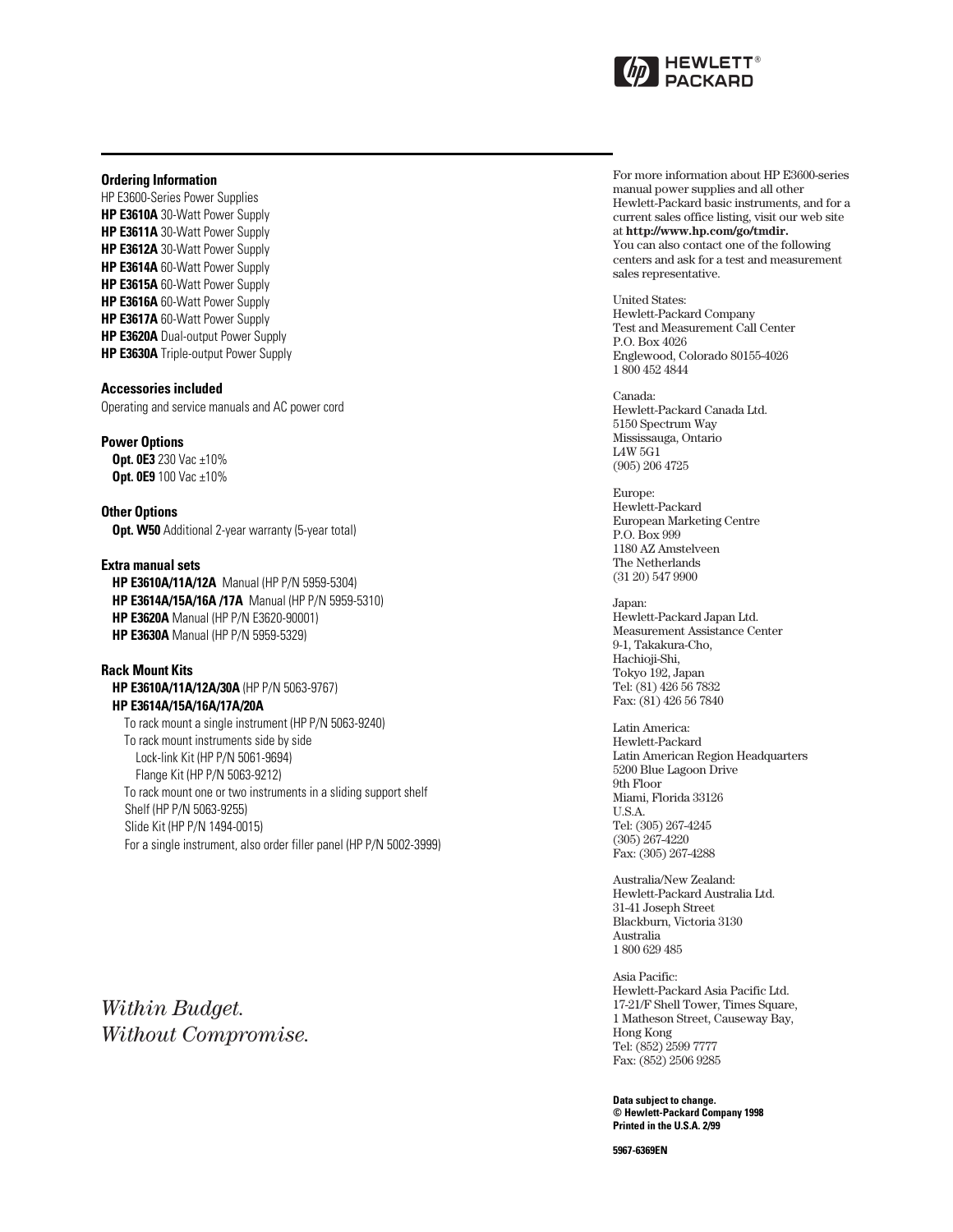### Ordering Information

HP E3600-Series Power Supplies

**HP E3610A** 30-Watt Power Supply
**HP E3611A** 30-Watt Power Supply
**HP E3612A** 30-Watt Power Supply
**HP E3614A** 60-Watt Power Supply
**HP E3615A** 60-Watt Power Supply
**HP E3616A** 60-Watt Power Supply
**HP E3617A** 60-Watt Power Supply
**HP E3620A** Dual-output Power Supply
**HP E3630A** Triple-output Power Supply

### Accessories included

Operating and service manuals and AC power cord

### Power Options

**Opt. 0E3** 230 Vac ±10%
**Opt. 0E9** 100 Vac ±10%

### Other Options

**Opt. W50** Additional 2-year warranty (5-year total)

### Extra manual sets

**HP E3610A/11A/12A** Manual (HP P/N 5959-5304)
**HP E3614A/15A/16A /17A** Manual (HP P/N 5959-5310)
**HP E3620A** Manual (HP P/N E3620-90001)
**HP E3630A** Manual (HP P/N 5959-5329)

### Rack Mount Kits

**HP E3610A/11A/12A/30A** (HP P/N 5063-9767)

**HP E3614A/15A/16A/17A/20A**

To rack mount a single instrument (HP P/N 5063-9240)
To rack mount instruments side by side
Lock-link Kit (HP P/N 5061-9694)
Flange Kit (HP P/N 5063-9212)
To rack mount one or two instruments in a sliding support shelf
Shelf (HP P/N 5063-9255)
Slide Kit (HP P/N 1494-0015)
For a single instrument, also order filler panel (HP P/N 5002-3999)

*Within Budget.*
*Without Compromise.*

For more information about HP E3600-series manual power supplies and all other Hewlett-Packard basic instruments, and for a current sales office listing, visit our web site at **http://www.hp.com/go/tmdir.**
You can also contact one of the following centers and ask for a test and measurement sales representative.

United States:
Hewlett-Packard Company
Test and Measurement Call Center
P.O. Box 4026
Englewood, Colorado 80155-4026
1 800 452 4844

Canada:
Hewlett-Packard Canada Ltd.
5150 Spectrum Way
Mississauga, Ontario
L4W 5G1
(905) 206 4725

Europe:
Hewlett-Packard
European Marketing Centre
P.O. Box 999
1180 AZ Amstelveen
The Netherlands
(31 20) 547 9900

Japan:
Hewlett-Packard Japan Ltd.
Measurement Assistance Center
9-1, Takakura-Cho,
Hachioji-Shi,
Tokyo 192, Japan
Tel: (81) 426 56 7832
Fax: (81) 426 56 7840

Latin America:
Hewlett-Packard
Latin American Region Headquarters
5200 Blue Lagoon Drive
9th Floor
Miami, Florida 33126
U.S.A.
Tel: (305) 267-4245
(305) 267-4220
Fax: (305) 267-4288

Australia/New Zealand:
Hewlett-Packard Australia Ltd.
31-41 Joseph Street
Blackburn, Victoria 3130
Australia
1 800 629 485

Asia Pacific:
Hewlett-Packard Asia Pacific Ltd.
17-21/F Shell Tower, Times Square,
1 Matheson Street, Causeway Bay,
Hong Kong
Tel: (852) 2599 7777
Fax: (852) 2506 9285

**Data subject to change.**
**© Hewlett-Packard Company 1998**
**Printed in the U.S.A. 2/99**

**5967-6369EN**